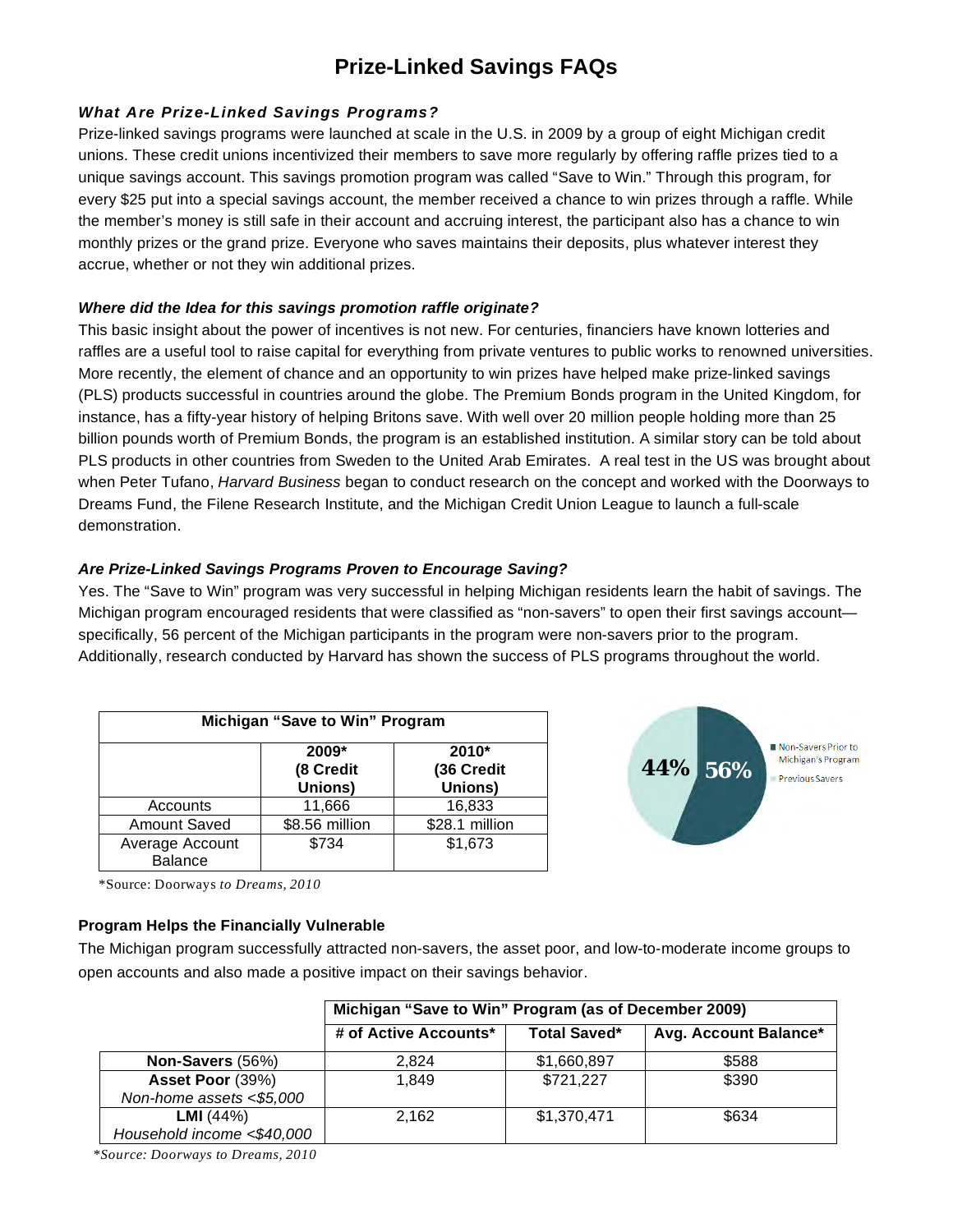# Prize-Linked Savings FAQs

### *What Are Prize-Linked Savings Programs?*

Prize-linked savings programs were launched at scale in the U.S. in 2009 by a group of eight Michigan credit unions. These credit unions incentivized their members to save more regularly by offering raffle prizes tied to a unique savings account. This savings promotion program was called "Save to Win." Through this program, for every $25 put into a special savings account, the member received a chance to win prizes through a raffle. While the member's money is still safe in their account and accruing interest, the participant also has a chance to win monthly prizes or the grand prize. Everyone who saves maintains their deposits, plus whatever interest they accrue, whether or not they win additional prizes.

### *Where did the Idea for this savings promotion raffle originate?*

This basic insight about the power of incentives is not new. For centuries, financiers have known lotteries and raffles are a useful tool to raise capital for everything from private ventures to public works to renowned universities. More recently, the element of chance and an opportunity to win prizes have helped make prize-linked savings (PLS) products successful in countries around the globe. The Premium Bonds program in the United Kingdom, for instance, has a fifty-year history of helping Britons save. With well over 20 million people holding more than 25 billion pounds worth of Premium Bonds, the program is an established institution. A similar story can be told about PLS products in other countries from Sweden to the United Arab Emirates. A real test in the US was brought about when Peter Tufano, *Harvard Business* began to conduct research on the concept and worked with the Doorways to Dreams Fund, the Filene Research Institute, and the Michigan Credit Union League to launch a full-scale demonstration.

### *Are Prize-Linked Savings Programs Proven to Encourage Saving?*

Yes. The "Save to Win" program was very successful in helping Michigan residents learn the habit of savings. The Michigan program encouraged residents that were classified as "non-savers" to open their first savings account—specifically, 56 percent of the Michigan participants in the program were non-savers prior to the program. Additionally, research conducted by Harvard has shown the success of PLS programs throughout the world.

| Michigan "Save to Win" Program | | |
|---|---|---|
| | 2009* (8 Credit Unions) | 2010* (36 Credit Unions) |
| Accounts | 11,666 | 16,833 |
| Amount Saved | $8.56 million | $28.1 million |
| Average Account Balance | $734 | $1,673 |

*Source: Doorways *to Dreams, 2010*

44% 56%

Non-Savers Prior to Michigan's Program

Previous Savers

### Program Helps the Financially Vulnerable

The Michigan program successfully attracted non-savers, the asset poor, and low-to-moderate income groups to open accounts and also made a positive impact on their savings behavior.

| | Michigan "Save to Win" Program (as of December 2009) | | |
|---|---|---|---|
| | **# of Active Accounts*** | **Total Saved*** | **Avg. Account Balance*** |
| **Non-Savers** (56%) | 2,824 | $1,660,897 | $588 |
| **Asset Poor** (39%) *Non-home assets <$5,000* | 1,849 | $721,227 | $390 |
| **LMI** (44%) *Household income <$40,000* | 2,162 | $1,370,471 | $634 |

*\*Source: Doorways to Dreams, 2010*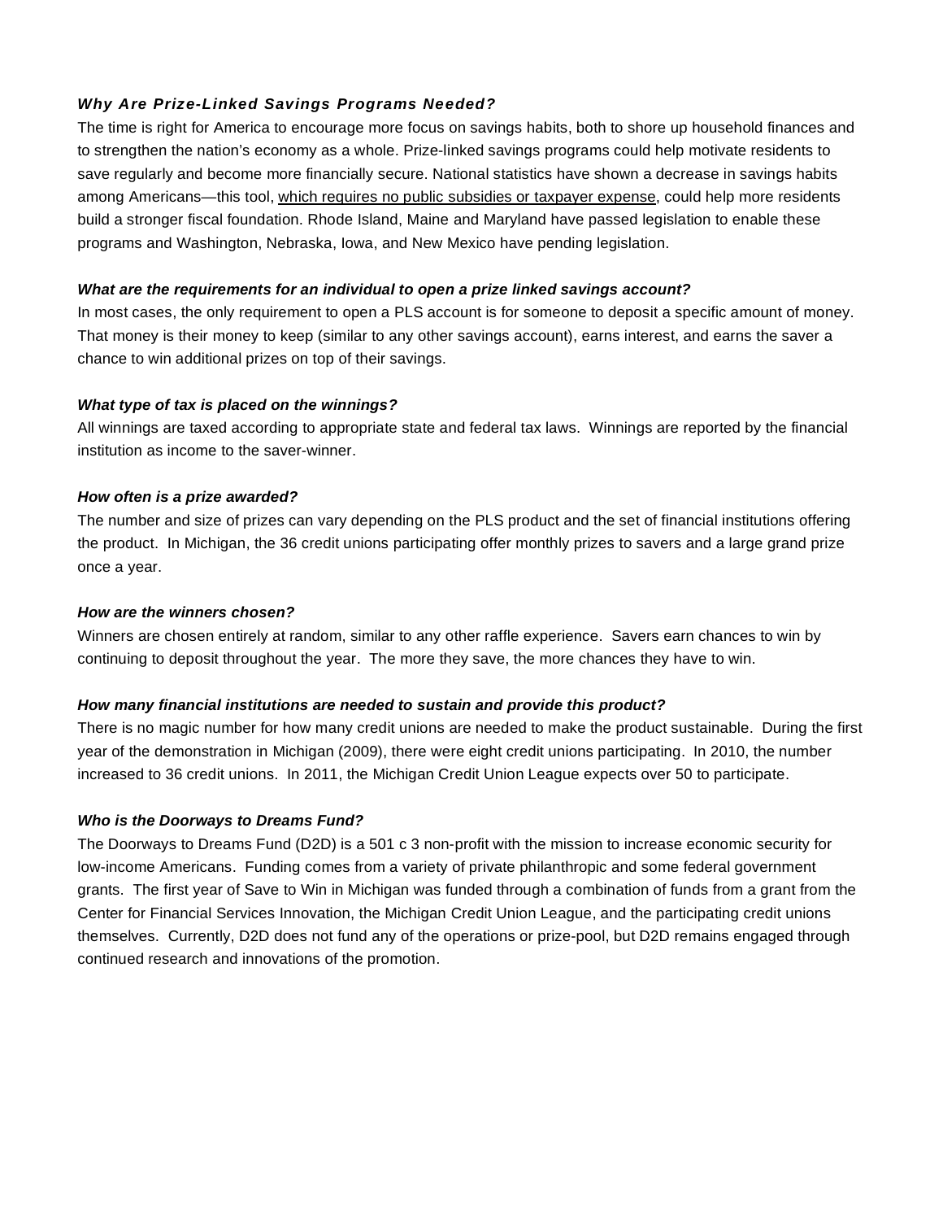### *Why Are Prize-Linked Savings Programs Needed?*

The time is right for America to encourage more focus on savings habits, both to shore up household finances and to strengthen the nation's economy as a whole. Prize-linked savings programs could help motivate residents to save regularly and become more financially secure. National statistics have shown a decrease in savings habits among Americans—this tool, <u>which requires no public subsidies or taxpayer expense</u>, could help more residents build a stronger fiscal foundation. Rhode Island, Maine and Maryland have passed legislation to enable these programs and Washington, Nebraska, Iowa, and New Mexico have pending legislation.

### *What are the requirements for an individual to open a prize linked savings account?*

In most cases, the only requirement to open a PLS account is for someone to deposit a specific amount of money. That money is their money to keep (similar to any other savings account), earns interest, and earns the saver a chance to win additional prizes on top of their savings.

### *What type of tax is placed on the winnings?*

All winnings are taxed according to appropriate state and federal tax laws. Winnings are reported by the financial institution as income to the saver-winner.

### *How often is a prize awarded?*

The number and size of prizes can vary depending on the PLS product and the set of financial institutions offering the product. In Michigan, the 36 credit unions participating offer monthly prizes to savers and a large grand prize once a year.

### *How are the winners chosen?*

Winners are chosen entirely at random, similar to any other raffle experience. Savers earn chances to win by continuing to deposit throughout the year. The more they save, the more chances they have to win.

### *How many financial institutions are needed to sustain and provide this product?*

There is no magic number for how many credit unions are needed to make the product sustainable. During the first year of the demonstration in Michigan (2009), there were eight credit unions participating. In 2010, the number increased to 36 credit unions. In 2011, the Michigan Credit Union League expects over 50 to participate.

### *Who is the Doorways to Dreams Fund?*

The Doorways to Dreams Fund (D2D) is a 501 c 3 non-profit with the mission to increase economic security for low-income Americans. Funding comes from a variety of private philanthropic and some federal government grants. The first year of Save to Win in Michigan was funded through a combination of funds from a grant from the Center for Financial Services Innovation, the Michigan Credit Union League, and the participating credit unions themselves. Currently, D2D does not fund any of the operations or prize-pool, but D2D remains engaged through continued research and innovations of the promotion.